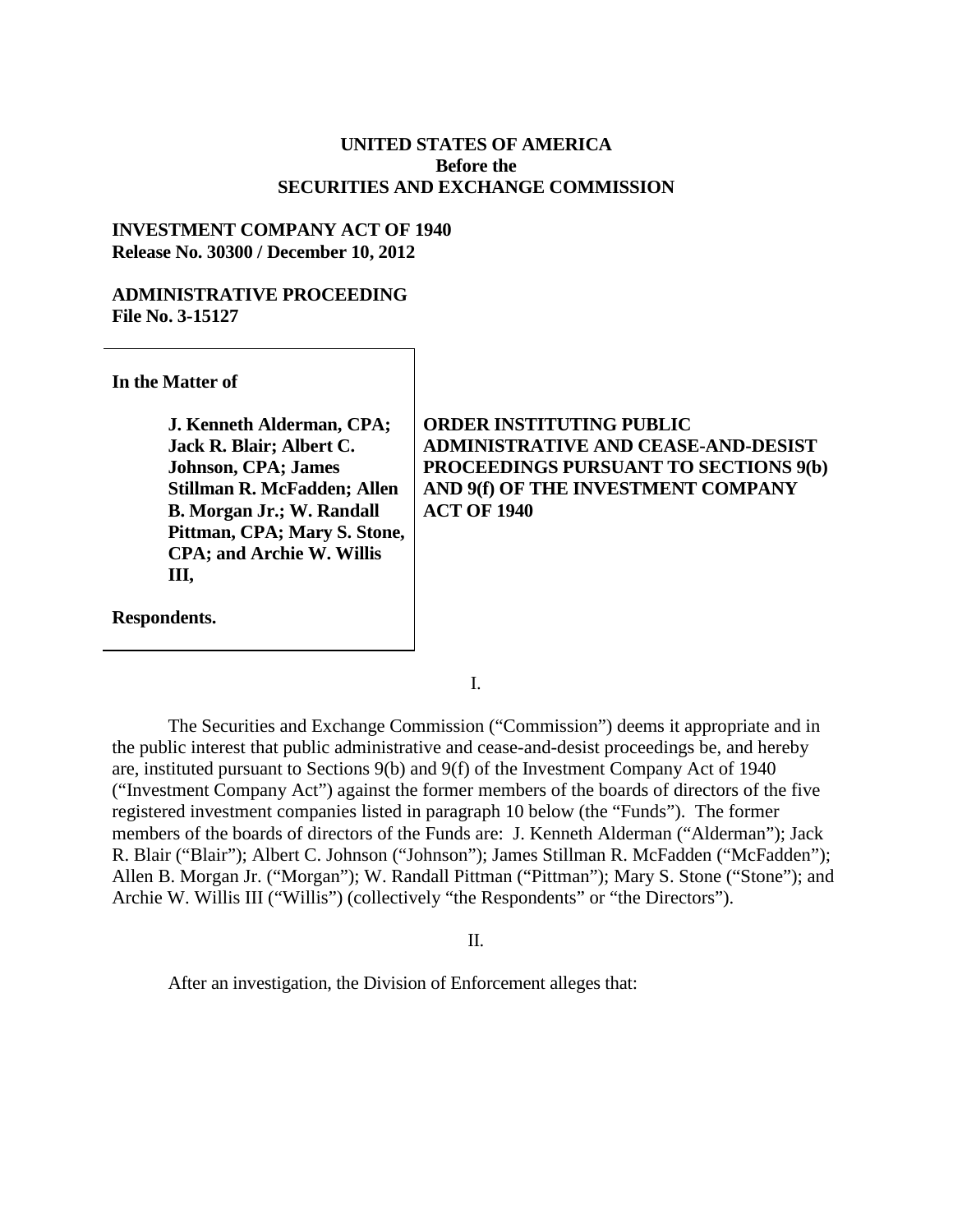**UNITED STATES OF AMERICA**
**Before the**
**SECURITIES AND EXCHANGE COMMISSION**

**INVESTMENT COMPANY ACT OF 1940**
**Release No. 30300 / December 10, 2012**

**ADMINISTRATIVE PROCEEDING**
**File No. 3-15127**

| | |
|---|---|
| **In the Matter of**<br><br>**J. Kenneth Alderman, CPA; Jack R. Blair; Albert C. Johnson, CPA; James Stillman R. McFadden; Allen B. Morgan Jr.; W. Randall Pittman, CPA; Mary S. Stone, CPA; and Archie W. Willis III,**<br><br>**Respondents.** | **ORDER INSTITUTING PUBLIC ADMINISTRATIVE AND CEASE-AND-DESIST PROCEEDINGS PURSUANT TO SECTIONS 9(b) AND 9(f) OF THE INVESTMENT COMPANY ACT OF 1940** |

I.

The Securities and Exchange Commission ("Commission") deems it appropriate and in the public interest that public administrative and cease-and-desist proceedings be, and hereby are, instituted pursuant to Sections 9(b) and 9(f) of the Investment Company Act of 1940 ("Investment Company Act") against the former members of the boards of directors of the five registered investment companies listed in paragraph 10 below (the "Funds"). The former members of the boards of directors of the Funds are: J. Kenneth Alderman ("Alderman"); Jack R. Blair ("Blair"); Albert C. Johnson ("Johnson"); James Stillman R. McFadden ("McFadden"); Allen B. Morgan Jr. ("Morgan"); W. Randall Pittman ("Pittman"); Mary S. Stone ("Stone"); and Archie W. Willis III ("Willis") (collectively "the Respondents" or "the Directors").

II.

After an investigation, the Division of Enforcement alleges that: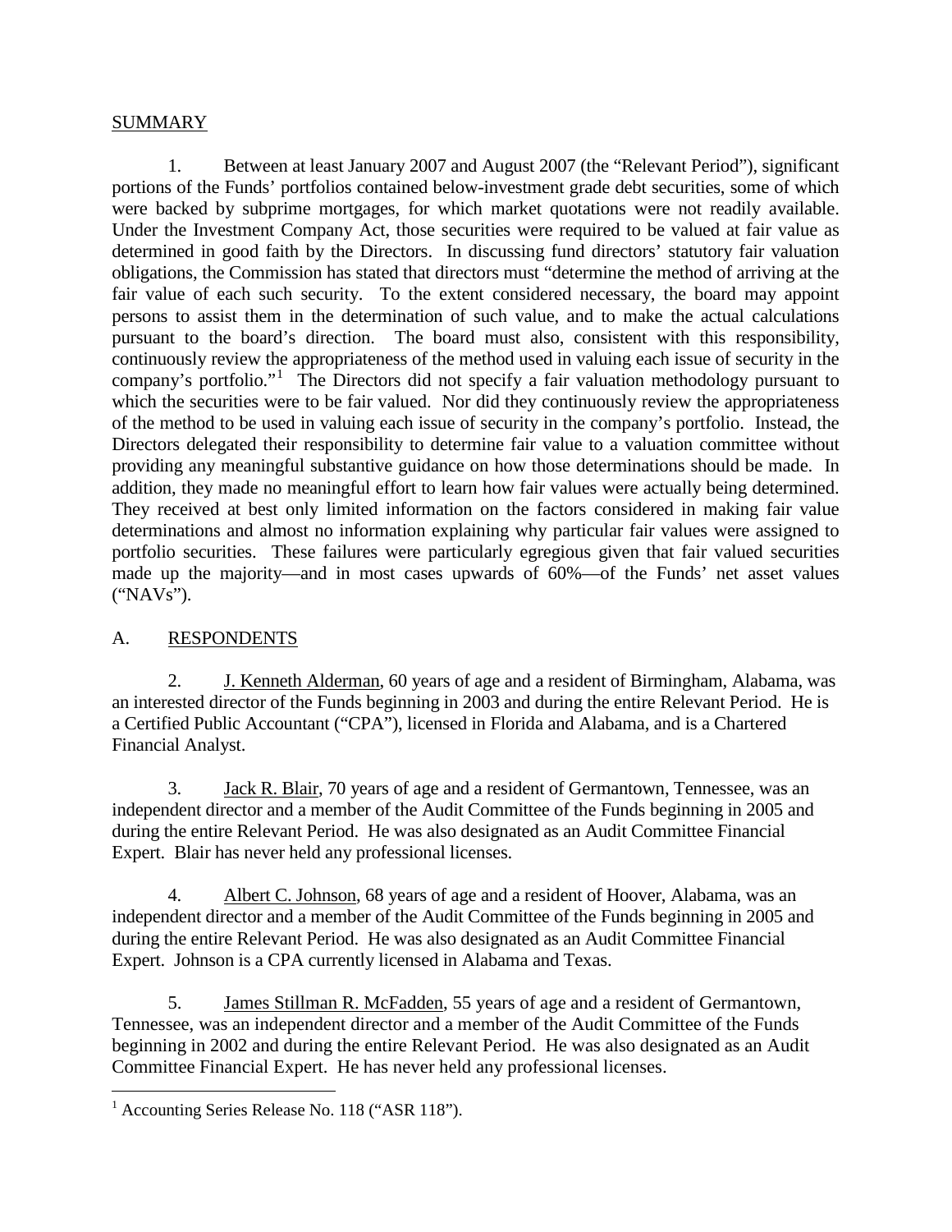## SUMMARY

1. Between at least January 2007 and August 2007 (the "Relevant Period"), significant portions of the Funds' portfolios contained below-investment grade debt securities, some of which were backed by subprime mortgages, for which market quotations were not readily available. Under the Investment Company Act, those securities were required to be valued at fair value as determined in good faith by the Directors. In discussing fund directors' statutory fair valuation obligations, the Commission has stated that directors must "determine the method of arriving at the fair value of each such security. To the extent considered necessary, the board may appoint persons to assist them in the determination of such value, and to make the actual calculations pursuant to the board's direction. The board must also, consistent with this responsibility, continuously review the appropriateness of the method used in valuing each issue of security in the company's portfolio."[1] The Directors did not specify a fair valuation methodology pursuant to which the securities were to be fair valued. Nor did they continuously review the appropriateness of the method to be used in valuing each issue of security in the company's portfolio. Instead, the Directors delegated their responsibility to determine fair value to a valuation committee without providing any meaningful substantive guidance on how those determinations should be made. In addition, they made no meaningful effort to learn how fair values were actually being determined. They received at best only limited information on the factors considered in making fair value determinations and almost no information explaining why particular fair values were assigned to portfolio securities. These failures were particularly egregious given that fair valued securities made up the majority—and in most cases upwards of 60%—of the Funds' net asset values ("NAVs").

## A. RESPONDENTS

2. J. Kenneth Alderman, 60 years of age and a resident of Birmingham, Alabama, was an interested director of the Funds beginning in 2003 and during the entire Relevant Period. He is a Certified Public Accountant ("CPA"), licensed in Florida and Alabama, and is a Chartered Financial Analyst.

3. Jack R. Blair, 70 years of age and a resident of Germantown, Tennessee, was an independent director and a member of the Audit Committee of the Funds beginning in 2005 and during the entire Relevant Period. He was also designated as an Audit Committee Financial Expert. Blair has never held any professional licenses.

4. Albert C. Johnson, 68 years of age and a resident of Hoover, Alabama, was an independent director and a member of the Audit Committee of the Funds beginning in 2005 and during the entire Relevant Period. He was also designated as an Audit Committee Financial Expert. Johnson is a CPA currently licensed in Alabama and Texas.

5. James Stillman R. McFadden, 55 years of age and a resident of Germantown, Tennessee, was an independent director and a member of the Audit Committee of the Funds beginning in 2002 and during the entire Relevant Period. He was also designated as an Audit Committee Financial Expert. He has never held any professional licenses.

[1] Accounting Series Release No. 118 ("ASR 118").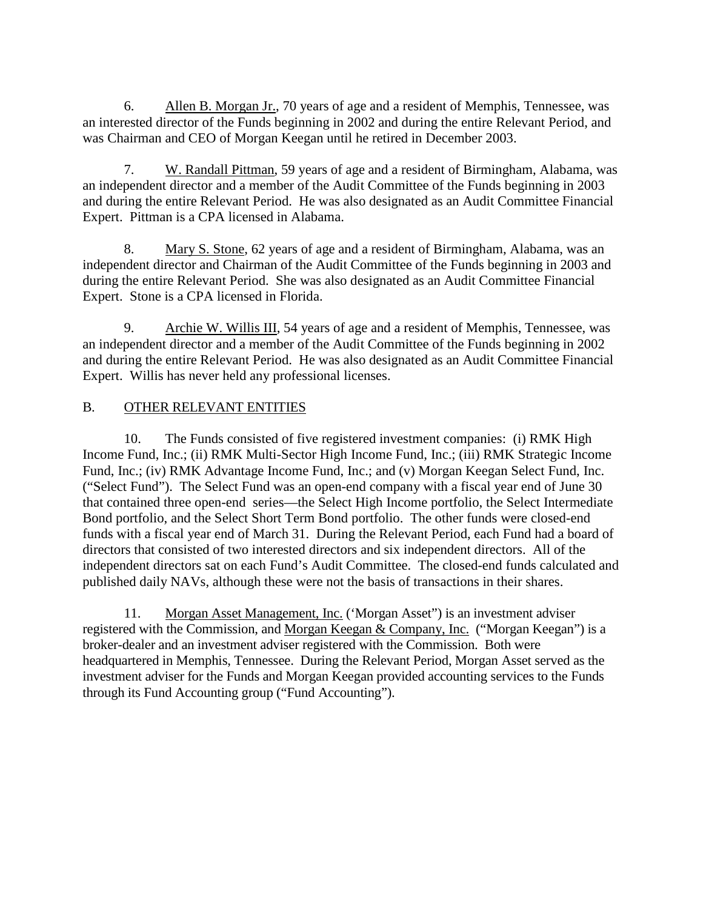6. Allen B. Morgan Jr., 70 years of age and a resident of Memphis, Tennessee, was an interested director of the Funds beginning in 2002 and during the entire Relevant Period, and was Chairman and CEO of Morgan Keegan until he retired in December 2003.

7. W. Randall Pittman, 59 years of age and a resident of Birmingham, Alabama, was an independent director and a member of the Audit Committee of the Funds beginning in 2003 and during the entire Relevant Period. He was also designated as an Audit Committee Financial Expert. Pittman is a CPA licensed in Alabama.

8. Mary S. Stone, 62 years of age and a resident of Birmingham, Alabama, was an independent director and Chairman of the Audit Committee of the Funds beginning in 2003 and during the entire Relevant Period. She was also designated as an Audit Committee Financial Expert. Stone is a CPA licensed in Florida.

9. Archie W. Willis III, 54 years of age and a resident of Memphis, Tennessee, was an independent director and a member of the Audit Committee of the Funds beginning in 2002 and during the entire Relevant Period. He was also designated as an Audit Committee Financial Expert. Willis has never held any professional licenses.

## B. OTHER RELEVANT ENTITIES

10. The Funds consisted of five registered investment companies: (i) RMK High Income Fund, Inc.; (ii) RMK Multi-Sector High Income Fund, Inc.; (iii) RMK Strategic Income Fund, Inc.; (iv) RMK Advantage Income Fund, Inc.; and (v) Morgan Keegan Select Fund, Inc. ("Select Fund"). The Select Fund was an open-end company with a fiscal year end of June 30 that contained three open-end series—the Select High Income portfolio, the Select Intermediate Bond portfolio, and the Select Short Term Bond portfolio. The other funds were closed-end funds with a fiscal year end of March 31. During the Relevant Period, each Fund had a board of directors that consisted of two interested directors and six independent directors. All of the independent directors sat on each Fund's Audit Committee. The closed-end funds calculated and published daily NAVs, although these were not the basis of transactions in their shares.

11. Morgan Asset Management, Inc. ('Morgan Asset") is an investment adviser registered with the Commission, and Morgan Keegan & Company, Inc. ("Morgan Keegan") is a broker-dealer and an investment adviser registered with the Commission. Both were headquartered in Memphis, Tennessee. During the Relevant Period, Morgan Asset served as the investment adviser for the Funds and Morgan Keegan provided accounting services to the Funds through its Fund Accounting group ("Fund Accounting").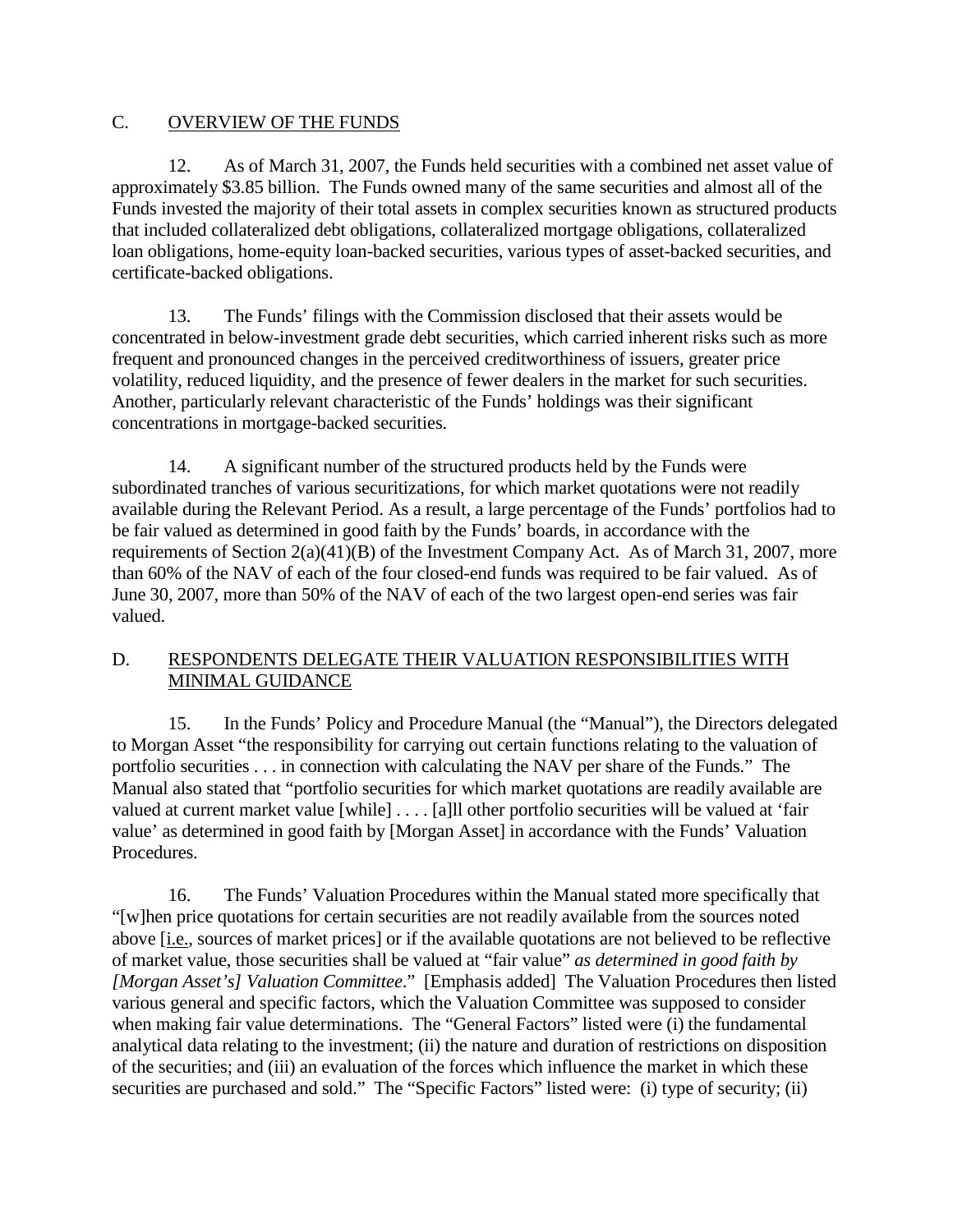## C. OVERVIEW OF THE FUNDS

12. As of March 31, 2007, the Funds held securities with a combined net asset value of approximately $3.85 billion. The Funds owned many of the same securities and almost all of the Funds invested the majority of their total assets in complex securities known as structured products that included collateralized debt obligations, collateralized mortgage obligations, collateralized loan obligations, home-equity loan-backed securities, various types of asset-backed securities, and certificate-backed obligations.

13. The Funds' filings with the Commission disclosed that their assets would be concentrated in below-investment grade debt securities, which carried inherent risks such as more frequent and pronounced changes in the perceived creditworthiness of issuers, greater price volatility, reduced liquidity, and the presence of fewer dealers in the market for such securities. Another, particularly relevant characteristic of the Funds' holdings was their significant concentrations in mortgage-backed securities.

14. A significant number of the structured products held by the Funds were subordinated tranches of various securitizations, for which market quotations were not readily available during the Relevant Period. As a result, a large percentage of the Funds' portfolios had to be fair valued as determined in good faith by the Funds' boards, in accordance with the requirements of Section 2(a)(41)(B) of the Investment Company Act. As of March 31, 2007, more than 60% of the NAV of each of the four closed-end funds was required to be fair valued. As of June 30, 2007, more than 50% of the NAV of each of the two largest open-end series was fair valued.

## D. RESPONDENTS DELEGATE THEIR VALUATION RESPONSIBILITIES WITH MINIMAL GUIDANCE

15. In the Funds' Policy and Procedure Manual (the "Manual"), the Directors delegated to Morgan Asset "the responsibility for carrying out certain functions relating to the valuation of portfolio securities . . . in connection with calculating the NAV per share of the Funds." The Manual also stated that "portfolio securities for which market quotations are readily available are valued at current market value [while] . . . . [a]ll other portfolio securities will be valued at 'fair value' as determined in good faith by [Morgan Asset] in accordance with the Funds' Valuation Procedures.

16. The Funds' Valuation Procedures within the Manual stated more specifically that "[w]hen price quotations for certain securities are not readily available from the sources noted above [i.e., sources of market prices] or if the available quotations are not believed to be reflective of market value, those securities shall be valued at "fair value" *as determined in good faith by [Morgan Asset's] Valuation Committee*." [Emphasis added] The Valuation Procedures then listed various general and specific factors, which the Valuation Committee was supposed to consider when making fair value determinations. The "General Factors" listed were (i) the fundamental analytical data relating to the investment; (ii) the nature and duration of restrictions on disposition of the securities; and (iii) an evaluation of the forces which influence the market in which these securities are purchased and sold." The "Specific Factors" listed were: (i) type of security; (ii)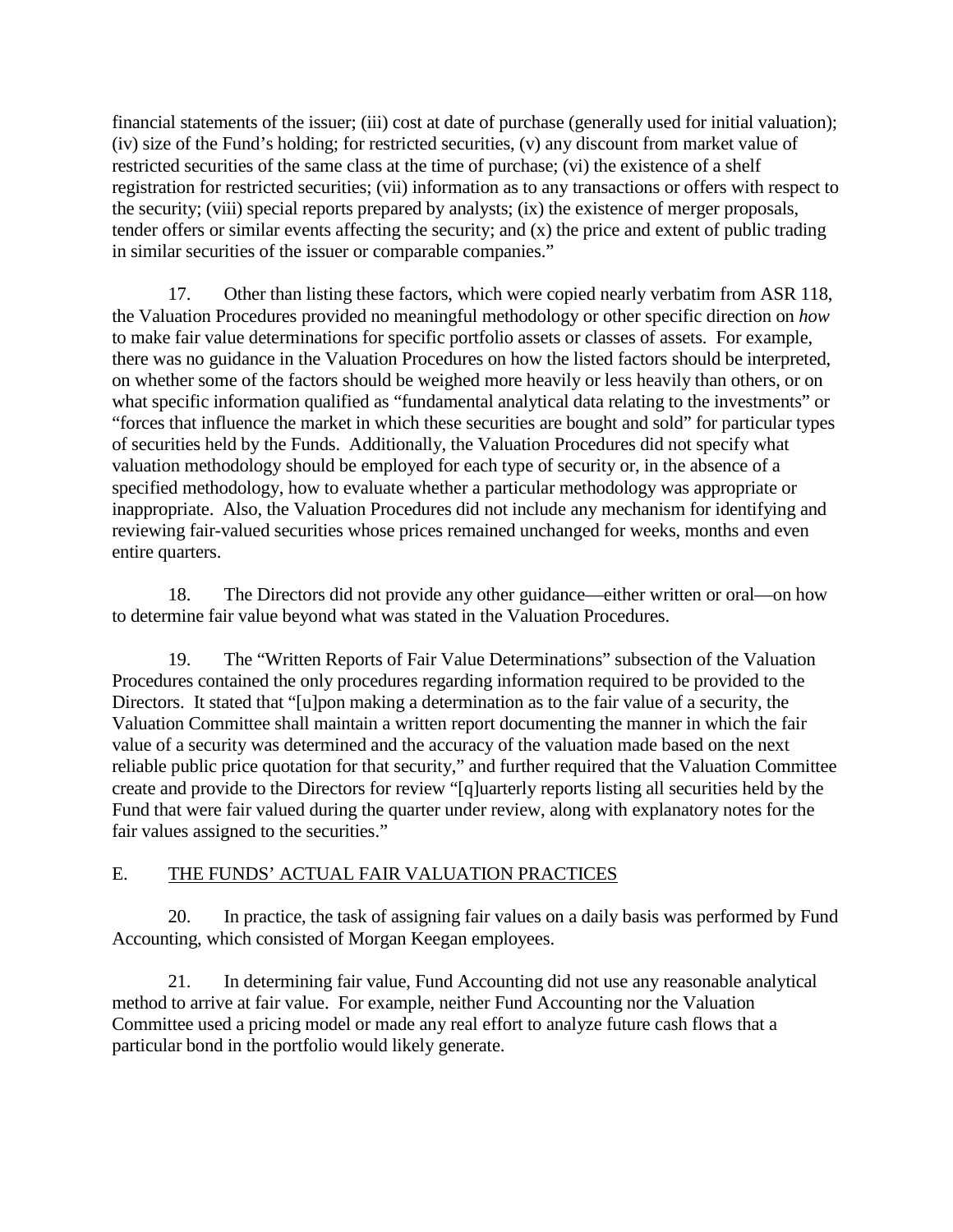financial statements of the issuer; (iii) cost at date of purchase (generally used for initial valuation); (iv) size of the Fund's holding; for restricted securities, (v) any discount from market value of restricted securities of the same class at the time of purchase; (vi) the existence of a shelf registration for restricted securities; (vii) information as to any transactions or offers with respect to the security; (viii) special reports prepared by analysts; (ix) the existence of merger proposals, tender offers or similar events affecting the security; and (x) the price and extent of public trading in similar securities of the issuer or comparable companies."

17. Other than listing these factors, which were copied nearly verbatim from ASR 118, the Valuation Procedures provided no meaningful methodology or other specific direction on *how* to make fair value determinations for specific portfolio assets or classes of assets. For example, there was no guidance in the Valuation Procedures on how the listed factors should be interpreted, on whether some of the factors should be weighed more heavily or less heavily than others, or on what specific information qualified as "fundamental analytical data relating to the investments" or "forces that influence the market in which these securities are bought and sold" for particular types of securities held by the Funds. Additionally, the Valuation Procedures did not specify what valuation methodology should be employed for each type of security or, in the absence of a specified methodology, how to evaluate whether a particular methodology was appropriate or inappropriate. Also, the Valuation Procedures did not include any mechanism for identifying and reviewing fair-valued securities whose prices remained unchanged for weeks, months and even entire quarters.

18. The Directors did not provide any other guidance—either written or oral—on how to determine fair value beyond what was stated in the Valuation Procedures.

19. The "Written Reports of Fair Value Determinations" subsection of the Valuation Procedures contained the only procedures regarding information required to be provided to the Directors. It stated that "[u]pon making a determination as to the fair value of a security, the Valuation Committee shall maintain a written report documenting the manner in which the fair value of a security was determined and the accuracy of the valuation made based on the next reliable public price quotation for that security," and further required that the Valuation Committee create and provide to the Directors for review "[q]uarterly reports listing all securities held by the Fund that were fair valued during the quarter under review, along with explanatory notes for the fair values assigned to the securities."

## E. THE FUNDS' ACTUAL FAIR VALUATION PRACTICES

20. In practice, the task of assigning fair values on a daily basis was performed by Fund Accounting, which consisted of Morgan Keegan employees.

21. In determining fair value, Fund Accounting did not use any reasonable analytical method to arrive at fair value. For example, neither Fund Accounting nor the Valuation Committee used a pricing model or made any real effort to analyze future cash flows that a particular bond in the portfolio would likely generate.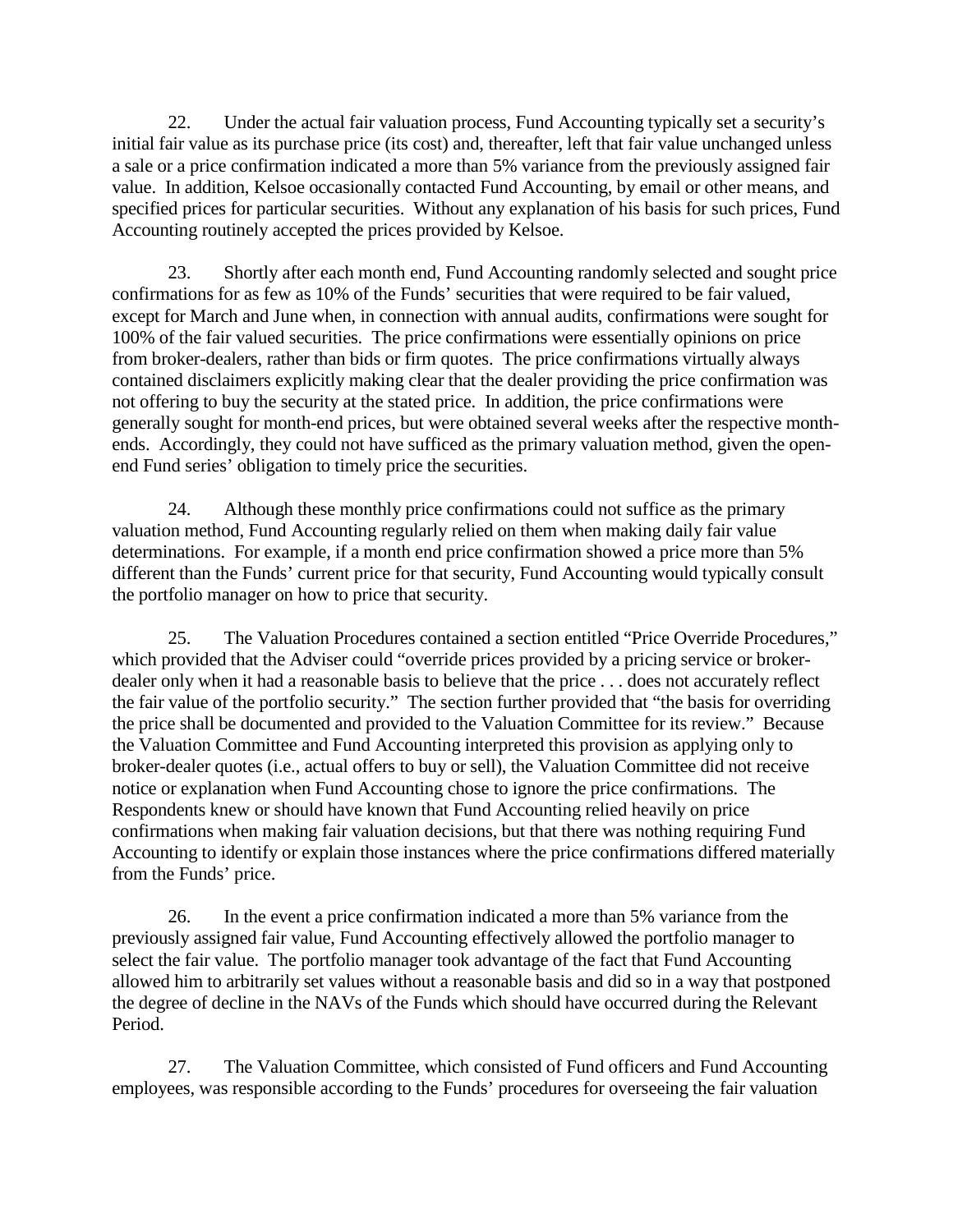22. Under the actual fair valuation process, Fund Accounting typically set a security's initial fair value as its purchase price (its cost) and, thereafter, left that fair value unchanged unless a sale or a price confirmation indicated a more than 5% variance from the previously assigned fair value. In addition, Kelsoe occasionally contacted Fund Accounting, by email or other means, and specified prices for particular securities. Without any explanation of his basis for such prices, Fund Accounting routinely accepted the prices provided by Kelsoe.

23. Shortly after each month end, Fund Accounting randomly selected and sought price confirmations for as few as 10% of the Funds' securities that were required to be fair valued, except for March and June when, in connection with annual audits, confirmations were sought for 100% of the fair valued securities. The price confirmations were essentially opinions on price from broker-dealers, rather than bids or firm quotes. The price confirmations virtually always contained disclaimers explicitly making clear that the dealer providing the price confirmation was not offering to buy the security at the stated price. In addition, the price confirmations were generally sought for month-end prices, but were obtained several weeks after the respective month-ends. Accordingly, they could not have sufficed as the primary valuation method, given the open-end Fund series' obligation to timely price the securities.

24. Although these monthly price confirmations could not suffice as the primary valuation method, Fund Accounting regularly relied on them when making daily fair value determinations. For example, if a month end price confirmation showed a price more than 5% different than the Funds' current price for that security, Fund Accounting would typically consult the portfolio manager on how to price that security.

25. The Valuation Procedures contained a section entitled "Price Override Procedures," which provided that the Adviser could "override prices provided by a pricing service or broker-dealer only when it had a reasonable basis to believe that the price . . . does not accurately reflect the fair value of the portfolio security." The section further provided that "the basis for overriding the price shall be documented and provided to the Valuation Committee for its review." Because the Valuation Committee and Fund Accounting interpreted this provision as applying only to broker-dealer quotes (i.e., actual offers to buy or sell), the Valuation Committee did not receive notice or explanation when Fund Accounting chose to ignore the price confirmations. The Respondents knew or should have known that Fund Accounting relied heavily on price confirmations when making fair valuation decisions, but that there was nothing requiring Fund Accounting to identify or explain those instances where the price confirmations differed materially from the Funds' price.

26. In the event a price confirmation indicated a more than 5% variance from the previously assigned fair value, Fund Accounting effectively allowed the portfolio manager to select the fair value. The portfolio manager took advantage of the fact that Fund Accounting allowed him to arbitrarily set values without a reasonable basis and did so in a way that postponed the degree of decline in the NAVs of the Funds which should have occurred during the Relevant Period.

27. The Valuation Committee, which consisted of Fund officers and Fund Accounting employees, was responsible according to the Funds' procedures for overseeing the fair valuation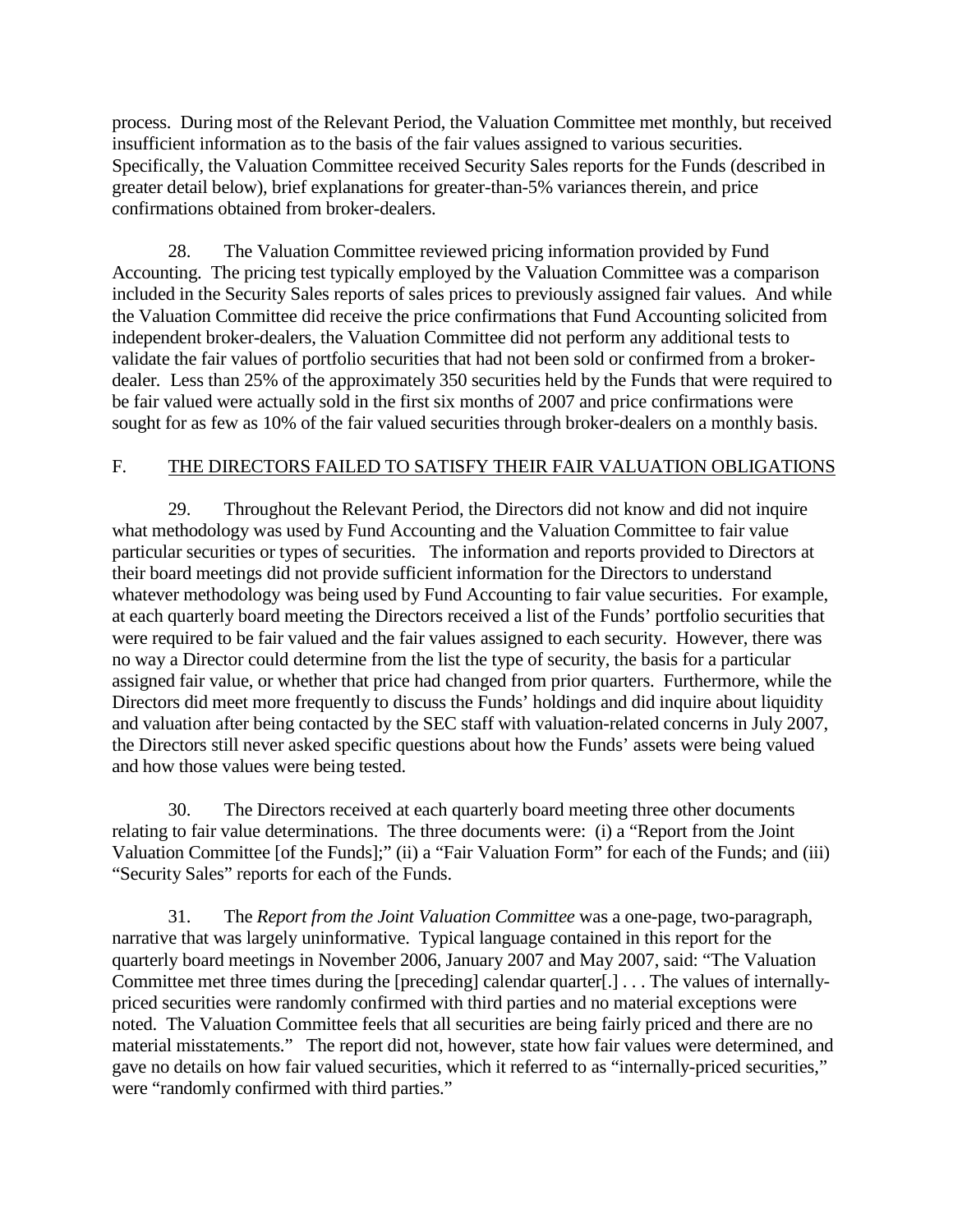process. During most of the Relevant Period, the Valuation Committee met monthly, but received insufficient information as to the basis of the fair values assigned to various securities. Specifically, the Valuation Committee received Security Sales reports for the Funds (described in greater detail below), brief explanations for greater-than-5% variances therein, and price confirmations obtained from broker-dealers.

28. The Valuation Committee reviewed pricing information provided by Fund Accounting. The pricing test typically employed by the Valuation Committee was a comparison included in the Security Sales reports of sales prices to previously assigned fair values. And while the Valuation Committee did receive the price confirmations that Fund Accounting solicited from independent broker-dealers, the Valuation Committee did not perform any additional tests to validate the fair values of portfolio securities that had not been sold or confirmed from a broker-dealer. Less than 25% of the approximately 350 securities held by the Funds that were required to be fair valued were actually sold in the first six months of 2007 and price confirmations were sought for as few as 10% of the fair valued securities through broker-dealers on a monthly basis.

## F. THE DIRECTORS FAILED TO SATISFY THEIR FAIR VALUATION OBLIGATIONS

29. Throughout the Relevant Period, the Directors did not know and did not inquire what methodology was used by Fund Accounting and the Valuation Committee to fair value particular securities or types of securities. The information and reports provided to Directors at their board meetings did not provide sufficient information for the Directors to understand whatever methodology was being used by Fund Accounting to fair value securities. For example, at each quarterly board meeting the Directors received a list of the Funds' portfolio securities that were required to be fair valued and the fair values assigned to each security. However, there was no way a Director could determine from the list the type of security, the basis for a particular assigned fair value, or whether that price had changed from prior quarters. Furthermore, while the Directors did meet more frequently to discuss the Funds' holdings and did inquire about liquidity and valuation after being contacted by the SEC staff with valuation-related concerns in July 2007, the Directors still never asked specific questions about how the Funds' assets were being valued and how those values were being tested.

30. The Directors received at each quarterly board meeting three other documents relating to fair value determinations. The three documents were: (i) a "Report from the Joint Valuation Committee [of the Funds];" (ii) a "Fair Valuation Form" for each of the Funds; and (iii) "Security Sales" reports for each of the Funds.

31. The *Report from the Joint Valuation Committee* was a one-page, two-paragraph, narrative that was largely uninformative. Typical language contained in this report for the quarterly board meetings in November 2006, January 2007 and May 2007, said: "The Valuation Committee met three times during the [preceding] calendar quarter[.] . . . The values of internally-priced securities were randomly confirmed with third parties and no material exceptions were noted. The Valuation Committee feels that all securities are being fairly priced and there are no material misstatements." The report did not, however, state how fair values were determined, and gave no details on how fair valued securities, which it referred to as "internally-priced securities," were "randomly confirmed with third parties."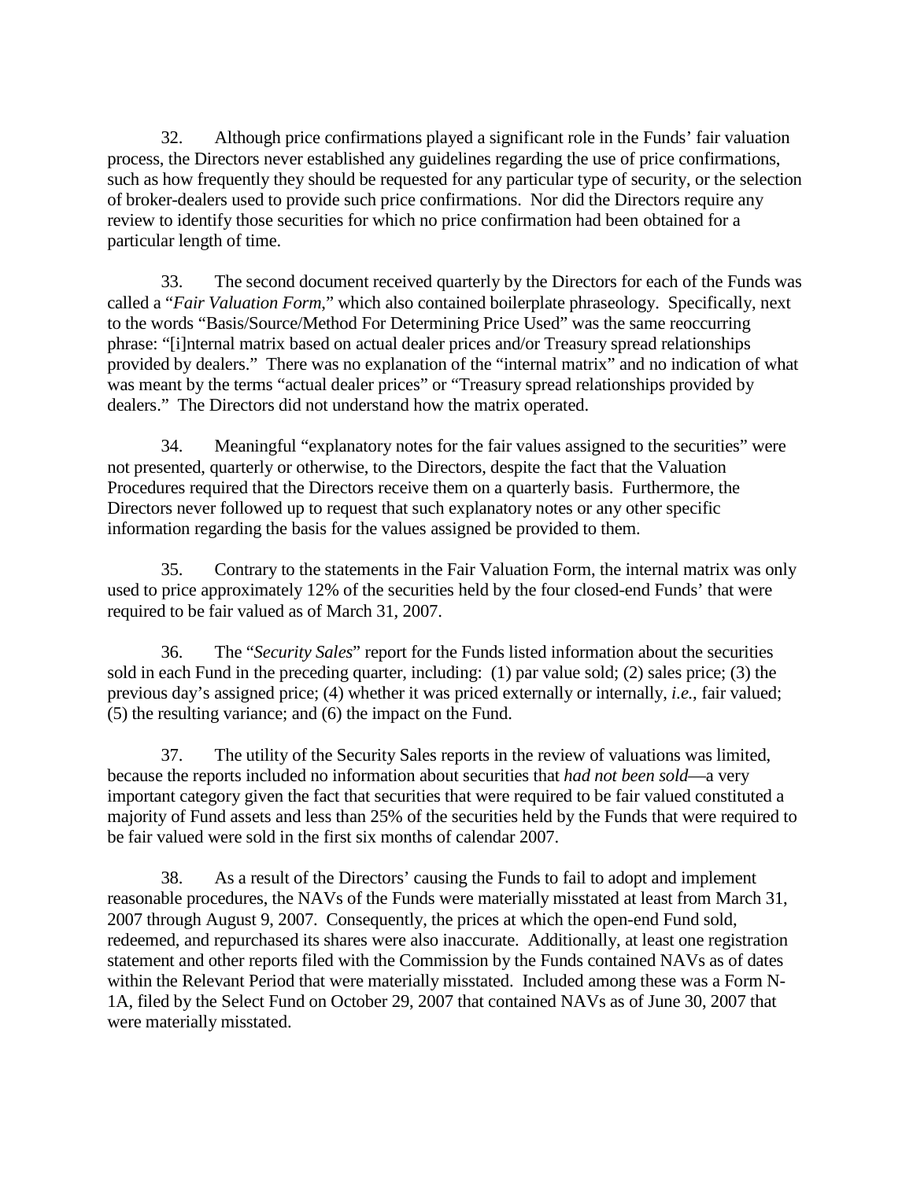32. Although price confirmations played a significant role in the Funds' fair valuation process, the Directors never established any guidelines regarding the use of price confirmations, such as how frequently they should be requested for any particular type of security, or the selection of broker-dealers used to provide such price confirmations. Nor did the Directors require any review to identify those securities for which no price confirmation had been obtained for a particular length of time.

33. The second document received quarterly by the Directors for each of the Funds was called a "*Fair Valuation Form*," which also contained boilerplate phraseology. Specifically, next to the words "Basis/Source/Method For Determining Price Used" was the same reoccurring phrase: "[i]nternal matrix based on actual dealer prices and/or Treasury spread relationships provided by dealers." There was no explanation of the "internal matrix" and no indication of what was meant by the terms "actual dealer prices" or "Treasury spread relationships provided by dealers." The Directors did not understand how the matrix operated.

34. Meaningful "explanatory notes for the fair values assigned to the securities" were not presented, quarterly or otherwise, to the Directors, despite the fact that the Valuation Procedures required that the Directors receive them on a quarterly basis. Furthermore, the Directors never followed up to request that such explanatory notes or any other specific information regarding the basis for the values assigned be provided to them.

35. Contrary to the statements in the Fair Valuation Form, the internal matrix was only used to price approximately 12% of the securities held by the four closed-end Funds' that were required to be fair valued as of March 31, 2007.

36. The "*Security Sales*" report for the Funds listed information about the securities sold in each Fund in the preceding quarter, including: (1) par value sold; (2) sales price; (3) the previous day's assigned price; (4) whether it was priced externally or internally, *i.e.*, fair valued; (5) the resulting variance; and (6) the impact on the Fund.

37. The utility of the Security Sales reports in the review of valuations was limited, because the reports included no information about securities that *had not been sold*—a very important category given the fact that securities that were required to be fair valued constituted a majority of Fund assets and less than 25% of the securities held by the Funds that were required to be fair valued were sold in the first six months of calendar 2007.

38. As a result of the Directors' causing the Funds to fail to adopt and implement reasonable procedures, the NAVs of the Funds were materially misstated at least from March 31, 2007 through August 9, 2007. Consequently, the prices at which the open-end Fund sold, redeemed, and repurchased its shares were also inaccurate. Additionally, at least one registration statement and other reports filed with the Commission by the Funds contained NAVs as of dates within the Relevant Period that were materially misstated. Included among these was a Form N-1A, filed by the Select Fund on October 29, 2007 that contained NAVs as of June 30, 2007 that were materially misstated.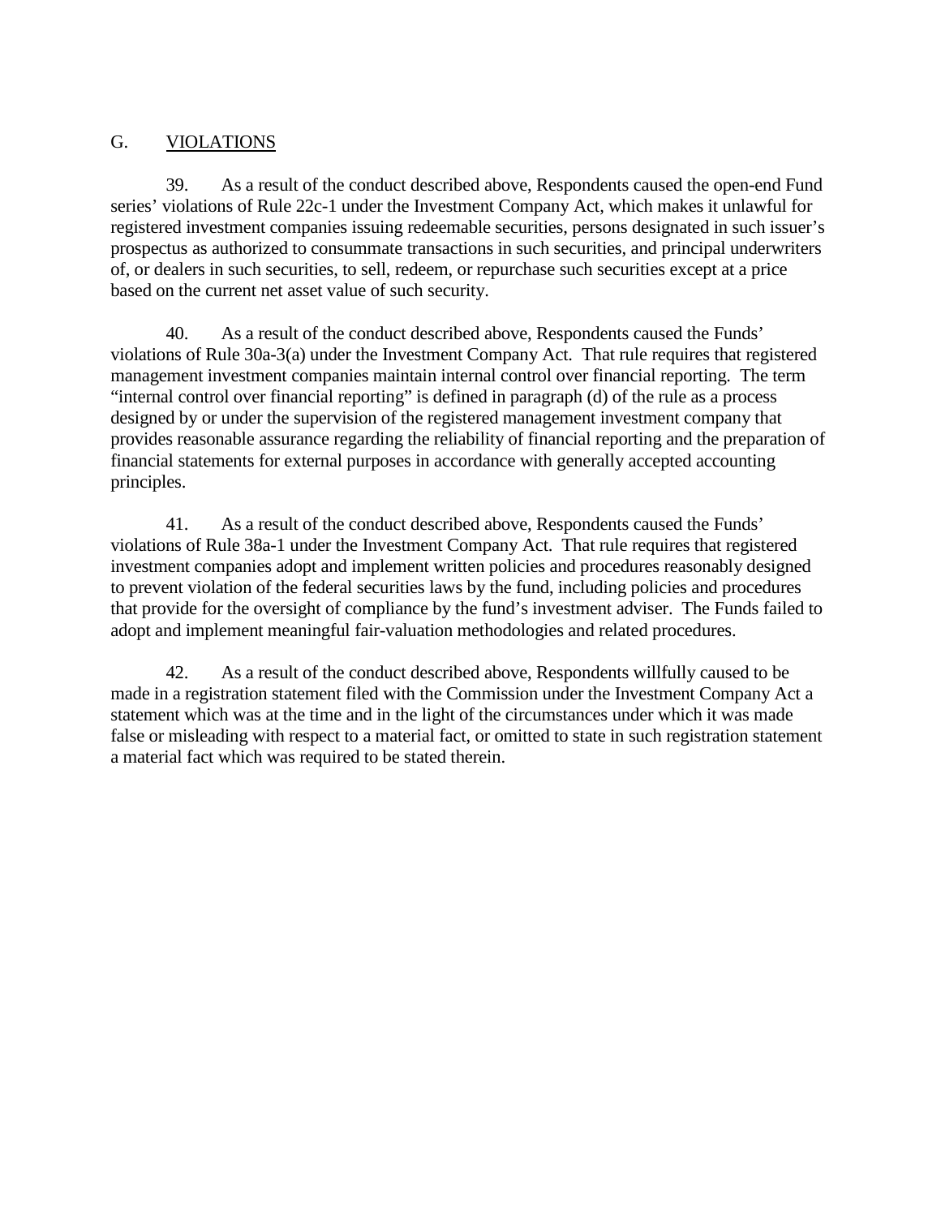## G. <u>VIOLATIONS</u>

39. As a result of the conduct described above, Respondents caused the open-end Fund series' violations of Rule 22c-1 under the Investment Company Act, which makes it unlawful for registered investment companies issuing redeemable securities, persons designated in such issuer's prospectus as authorized to consummate transactions in such securities, and principal underwriters of, or dealers in such securities, to sell, redeem, or repurchase such securities except at a price based on the current net asset value of such security.

40. As a result of the conduct described above, Respondents caused the Funds' violations of Rule 30a-3(a) under the Investment Company Act. That rule requires that registered management investment companies maintain internal control over financial reporting. The term "internal control over financial reporting" is defined in paragraph (d) of the rule as a process designed by or under the supervision of the registered management investment company that provides reasonable assurance regarding the reliability of financial reporting and the preparation of financial statements for external purposes in accordance with generally accepted accounting principles.

41. As a result of the conduct described above, Respondents caused the Funds' violations of Rule 38a-1 under the Investment Company Act. That rule requires that registered investment companies adopt and implement written policies and procedures reasonably designed to prevent violation of the federal securities laws by the fund, including policies and procedures that provide for the oversight of compliance by the fund's investment adviser. The Funds failed to adopt and implement meaningful fair-valuation methodologies and related procedures.

42. As a result of the conduct described above, Respondents willfully caused to be made in a registration statement filed with the Commission under the Investment Company Act a statement which was at the time and in the light of the circumstances under which it was made false or misleading with respect to a material fact, or omitted to state in such registration statement a material fact which was required to be stated therein.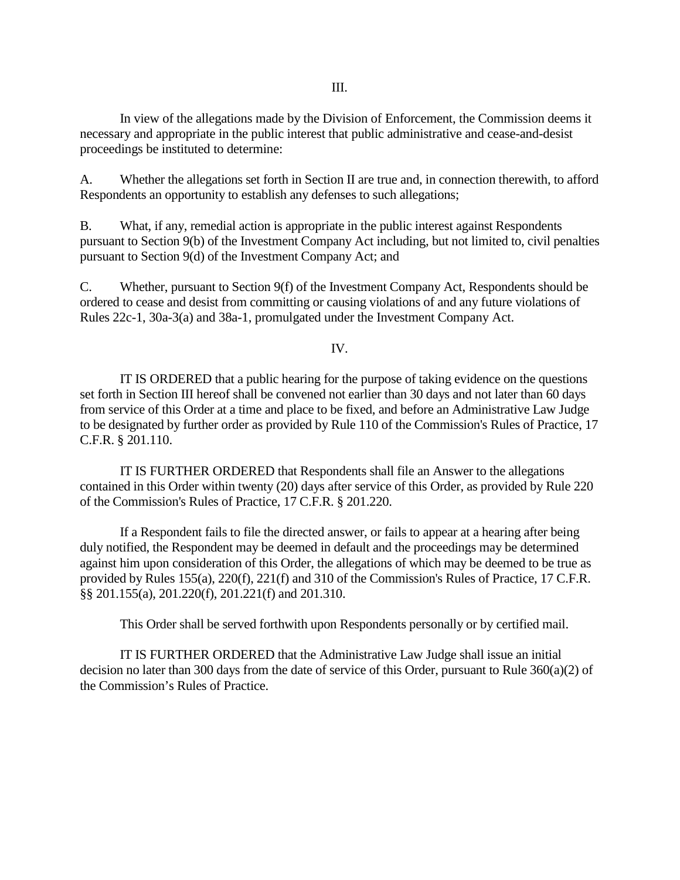III.

In view of the allegations made by the Division of Enforcement, the Commission deems it necessary and appropriate in the public interest that public administrative and cease-and-desist proceedings be instituted to determine:

A. Whether the allegations set forth in Section II are true and, in connection therewith, to afford Respondents an opportunity to establish any defenses to such allegations;

B. What, if any, remedial action is appropriate in the public interest against Respondents pursuant to Section 9(b) of the Investment Company Act including, but not limited to, civil penalties pursuant to Section 9(d) of the Investment Company Act; and

C. Whether, pursuant to Section 9(f) of the Investment Company Act, Respondents should be ordered to cease and desist from committing or causing violations of and any future violations of Rules 22c-1, 30a-3(a) and 38a-1, promulgated under the Investment Company Act.

IV.

IT IS ORDERED that a public hearing for the purpose of taking evidence on the questions set forth in Section III hereof shall be convened not earlier than 30 days and not later than 60 days from service of this Order at a time and place to be fixed, and before an Administrative Law Judge to be designated by further order as provided by Rule 110 of the Commission's Rules of Practice, 17 C.F.R. § 201.110.

IT IS FURTHER ORDERED that Respondents shall file an Answer to the allegations contained in this Order within twenty (20) days after service of this Order, as provided by Rule 220 of the Commission's Rules of Practice, 17 C.F.R. § 201.220.

If a Respondent fails to file the directed answer, or fails to appear at a hearing after being duly notified, the Respondent may be deemed in default and the proceedings may be determined against him upon consideration of this Order, the allegations of which may be deemed to be true as provided by Rules 155(a), 220(f), 221(f) and 310 of the Commission's Rules of Practice, 17 C.F.R. §§ 201.155(a), 201.220(f), 201.221(f) and 201.310.

This Order shall be served forthwith upon Respondents personally or by certified mail.

IT IS FURTHER ORDERED that the Administrative Law Judge shall issue an initial decision no later than 300 days from the date of service of this Order, pursuant to Rule 360(a)(2) of the Commission's Rules of Practice.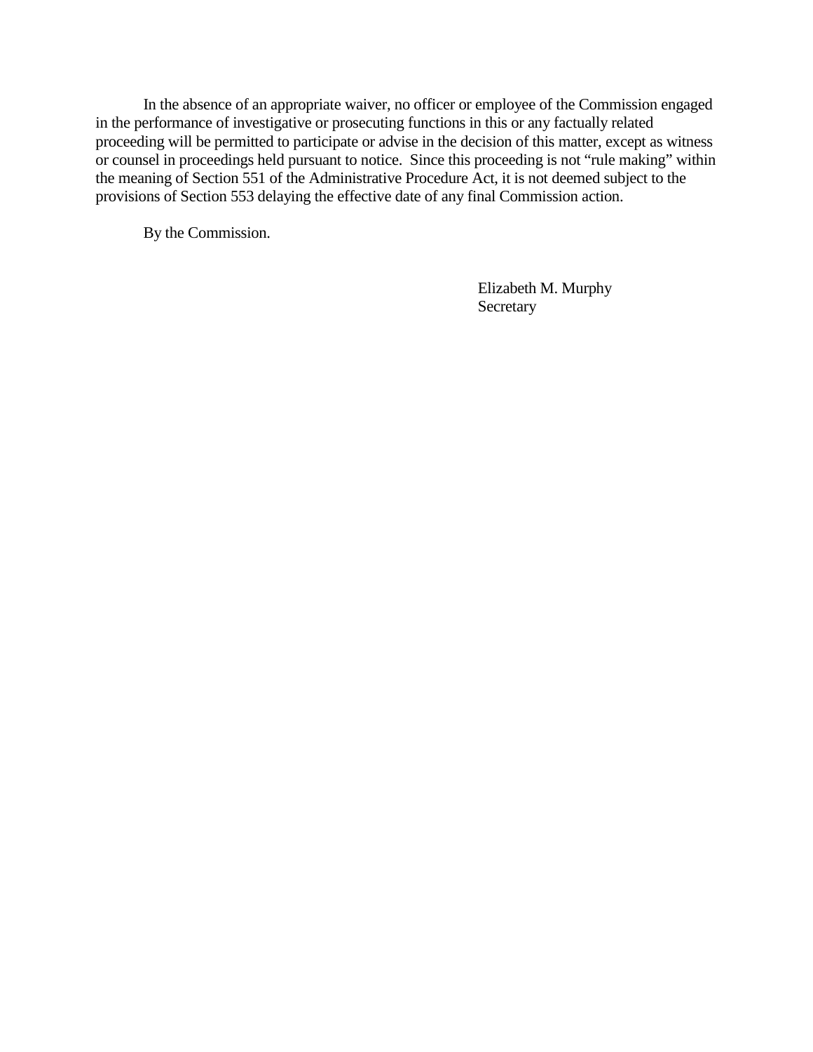In the absence of an appropriate waiver, no officer or employee of the Commission engaged in the performance of investigative or prosecuting functions in this or any factually related proceeding will be permitted to participate or advise in the decision of this matter, except as witness or counsel in proceedings held pursuant to notice. Since this proceeding is not "rule making" within the meaning of Section 551 of the Administrative Procedure Act, it is not deemed subject to the provisions of Section 553 delaying the effective date of any final Commission action.

By the Commission.

Elizabeth M. Murphy
Secretary